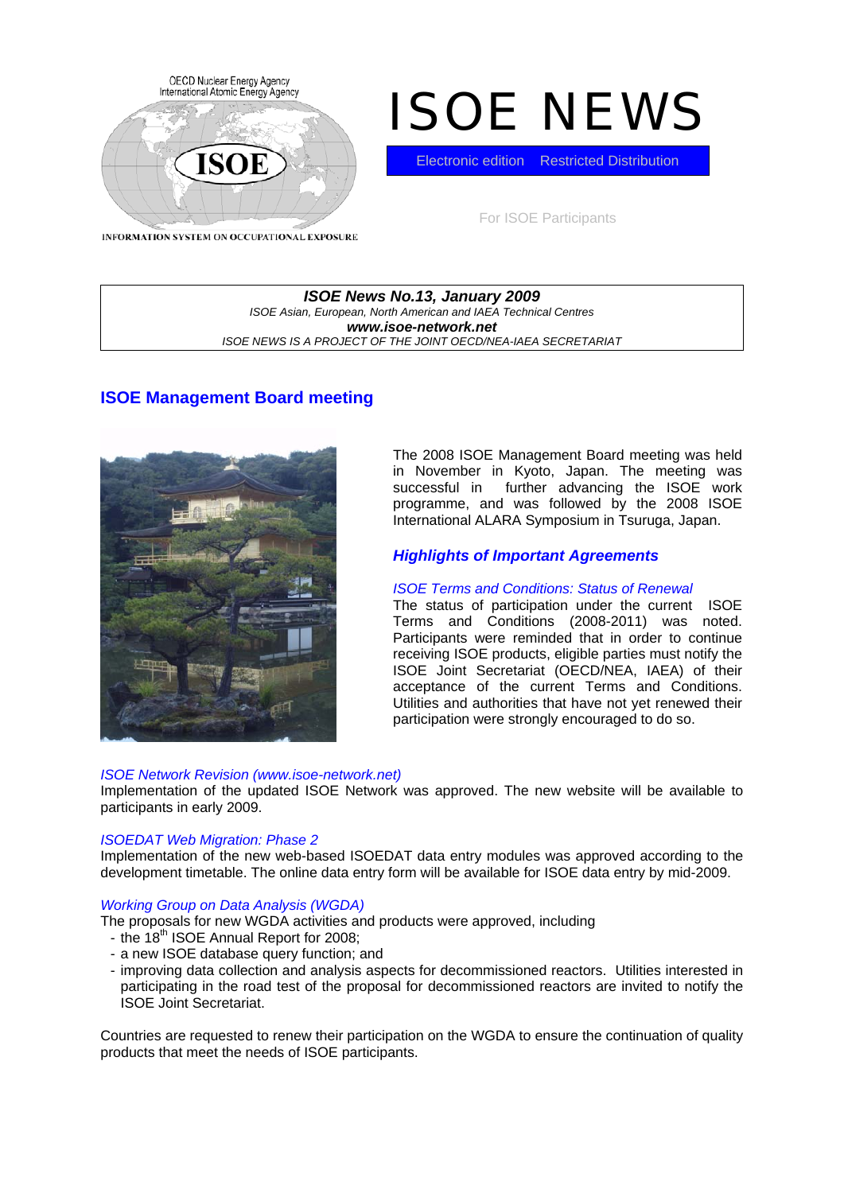OECD Nuclear Energy Agency
International Atomic Energy Agency

ISOE

INFORMATION SYSTEM ON OCCUPATIONAL EXPOSURE

# ISOE NEWS

Electronic edition  Restricted Distribution

For ISOE Participants

***ISOE News No.13, January 2009***
*ISOE Asian, European, North American and IAEA Technical Centres*
***www.isoe-network.net***
*ISOE NEWS IS A PROJECT OF THE JOINT OECD/NEA-IAEA SECRETARIAT*

## ISOE Management Board meeting

The 2008 ISOE Management Board meeting was held in November in Kyoto, Japan. The meeting was successful in further advancing the ISOE work programme, and was followed by the 2008 ISOE International ALARA Symposium in Tsuruga, Japan.

### *Highlights of Important Agreements*

*ISOE Terms and Conditions: Status of Renewal*
The status of participation under the current ISOE Terms and Conditions (2008-2011) was noted. Participants were reminded that in order to continue receiving ISOE products, eligible parties must notify the ISOE Joint Secretariat (OECD/NEA, IAEA) of their acceptance of the current Terms and Conditions. Utilities and authorities that have not yet renewed their participation were strongly encouraged to do so.

*ISOE Network Revision (www.isoe-network.net)*
Implementation of the updated ISOE Network was approved. The new website will be available to participants in early 2009.

*ISOEDAT Web Migration: Phase 2*
Implementation of the new web-based ISOEDAT data entry modules was approved according to the development timetable. The online data entry form will be available for ISOE data entry by mid-2009.

*Working Group on Data Analysis (WGDA)*
The proposals for new WGDA activities and products were approved, including

- the 18th ISOE Annual Report for 2008;
- a new ISOE database query function; and
- improving data collection and analysis aspects for decommissioned reactors. Utilities interested in participating in the road test of the proposal for decommissioned reactors are invited to notify the ISOE Joint Secretariat.

Countries are requested to renew their participation on the WGDA to ensure the continuation of quality products that meet the needs of ISOE participants.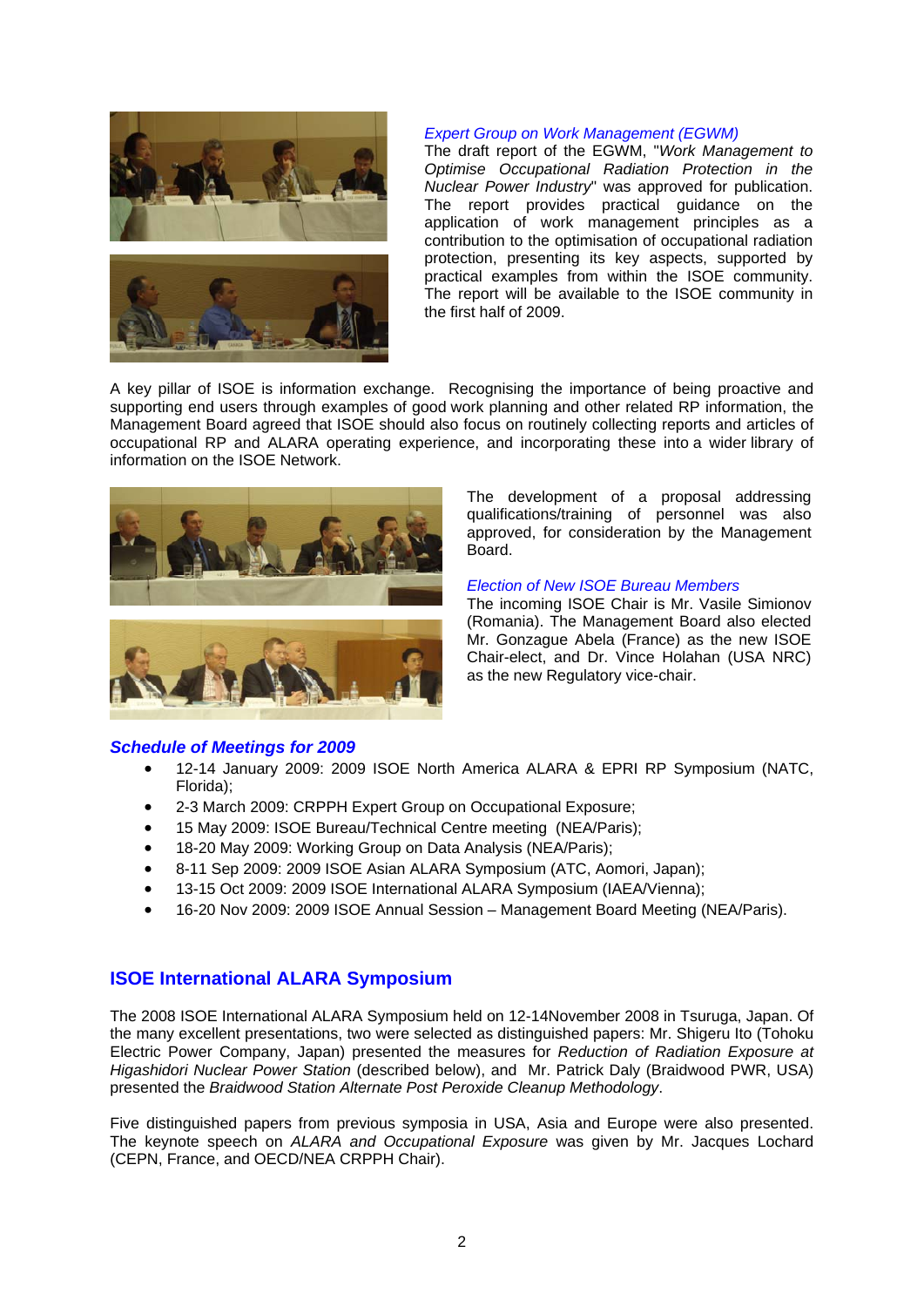*Expert Group on Work Management (EGWM)*

The draft report of the EGWM, "*Work Management to Optimise Occupational Radiation Protection in the Nuclear Power Industry*" was approved for publication. The report provides practical guidance on the application of work management principles as a contribution to the optimisation of occupational radiation protection, presenting its key aspects, supported by practical examples from within the ISOE community. The report will be available to the ISOE community in the first half of 2009.

A key pillar of ISOE is information exchange. Recognising the importance of being proactive and supporting end users through examples of good work planning and other related RP information, the Management Board agreed that ISOE should also focus on routinely collecting reports and articles of occupational RP and ALARA operating experience, and incorporating these into a wider library of information on the ISOE Network.

The development of a proposal addressing qualifications/training of personnel was also approved, for consideration by the Management Board.

*Election of New ISOE Bureau Members*

The incoming ISOE Chair is Mr. Vasile Simionov (Romania). The Management Board also elected Mr. Gonzague Abela (France) as the new ISOE Chair-elect, and Dr. Vince Holahan (USA NRC) as the new Regulatory vice-chair.

***Schedule of Meetings for 2009***

- 12-14 January 2009: 2009 ISOE North America ALARA & EPRI RP Symposium (NATC, Florida);
- 2-3 March 2009: CRPPH Expert Group on Occupational Exposure;
- 15 May 2009: ISOE Bureau/Technical Centre meeting (NEA/Paris);
- 18-20 May 2009: Working Group on Data Analysis (NEA/Paris);
- 8-11 Sep 2009: 2009 ISOE Asian ALARA Symposium (ATC, Aomori, Japan);
- 13-15 Oct 2009: 2009 ISOE International ALARA Symposium (IAEA/Vienna);
- 16-20 Nov 2009: 2009 ISOE Annual Session – Management Board Meeting (NEA/Paris).

## ISOE International ALARA Symposium

The 2008 ISOE International ALARA Symposium held on 12-14November 2008 in Tsuruga, Japan. Of the many excellent presentations, two were selected as distinguished papers: Mr. Shigeru Ito (Tohoku Electric Power Company, Japan) presented the measures for *Reduction of Radiation Exposure at Higashidori Nuclear Power Station* (described below), and Mr. Patrick Daly (Braidwood PWR, USA) presented the *Braidwood Station Alternate Post Peroxide Cleanup Methodology*.

Five distinguished papers from previous symposia in USA, Asia and Europe were also presented. The keynote speech on *ALARA and Occupational Exposure* was given by Mr. Jacques Lochard (CEPN, France, and OECD/NEA CRPPH Chair).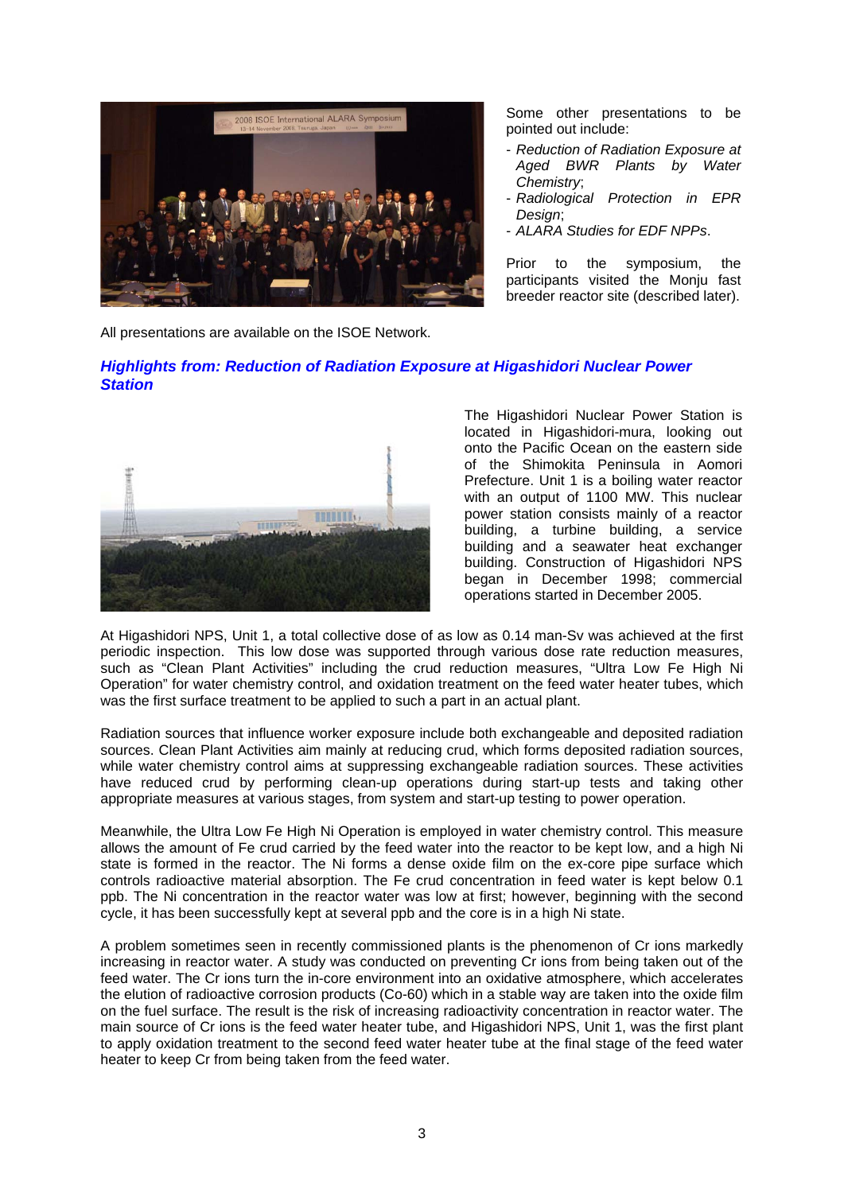Some other presentations to be pointed out include:

- *Reduction of Radiation Exposure at Aged BWR Plants by Water Chemistry*;
- *Radiological Protection in EPR Design*;
- *ALARA Studies for EDF NPPs*.

Prior to the symposium, the participants visited the Monju fast breeder reactor site (described later).

All presentations are available on the ISOE Network.

## *Highlights from: Reduction of Radiation Exposure at Higashidori Nuclear Power Station*

The Higashidori Nuclear Power Station is located in Higashidori-mura, looking out onto the Pacific Ocean on the eastern side of the Shimokita Peninsula in Aomori Prefecture. Unit 1 is a boiling water reactor with an output of 1100 MW. This nuclear power station consists mainly of a reactor building, a turbine building, a service building and a seawater heat exchanger building. Construction of Higashidori NPS began in December 1998; commercial operations started in December 2005.

At Higashidori NPS, Unit 1, a total collective dose of as low as 0.14 man-Sv was achieved at the first periodic inspection. This low dose was supported through various dose rate reduction measures, such as "Clean Plant Activities" including the crud reduction measures, "Ultra Low Fe High Ni Operation" for water chemistry control, and oxidation treatment on the feed water heater tubes, which was the first surface treatment to be applied to such a part in an actual plant.

Radiation sources that influence worker exposure include both exchangeable and deposited radiation sources. Clean Plant Activities aim mainly at reducing crud, which forms deposited radiation sources, while water chemistry control aims at suppressing exchangeable radiation sources. These activities have reduced crud by performing clean-up operations during start-up tests and taking other appropriate measures at various stages, from system and start-up testing to power operation.

Meanwhile, the Ultra Low Fe High Ni Operation is employed in water chemistry control. This measure allows the amount of Fe crud carried by the feed water into the reactor to be kept low, and a high Ni state is formed in the reactor. The Ni forms a dense oxide film on the ex-core pipe surface which controls radioactive material absorption. The Fe crud concentration in feed water is kept below 0.1 ppb. The Ni concentration in the reactor water was low at first; however, beginning with the second cycle, it has been successfully kept at several ppb and the core is in a high Ni state.

A problem sometimes seen in recently commissioned plants is the phenomenon of Cr ions markedly increasing in reactor water. A study was conducted on preventing Cr ions from being taken out of the feed water. The Cr ions turn the in-core environment into an oxidative atmosphere, which accelerates the elution of radioactive corrosion products (Co-60) which in a stable way are taken into the oxide film on the fuel surface. The result is the risk of increasing radioactivity concentration in reactor water. The main source of Cr ions is the feed water heater tube, and Higashidori NPS, Unit 1, was the first plant to apply oxidation treatment to the second feed water heater tube at the final stage of the feed water heater to keep Cr from being taken from the feed water.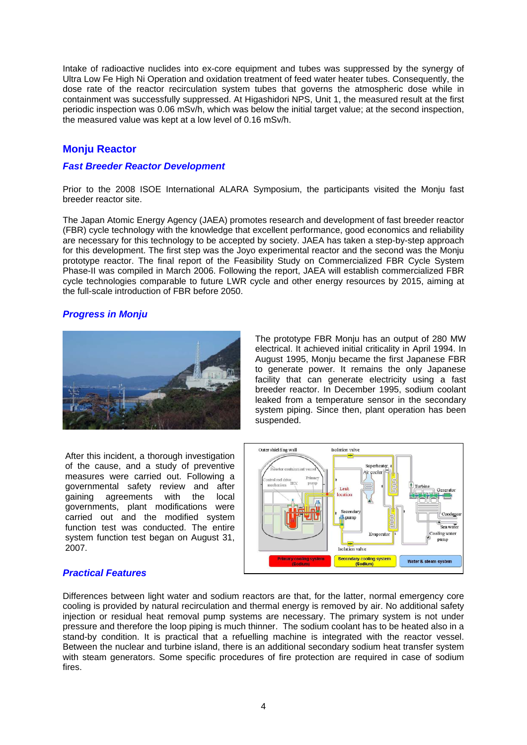Intake of radioactive nuclides into ex-core equipment and tubes was suppressed by the synergy of Ultra Low Fe High Ni Operation and oxidation treatment of feed water heater tubes. Consequently, the dose rate of the reactor recirculation system tubes that governs the atmospheric dose while in containment was successfully suppressed. At Higashidori NPS, Unit 1, the measured result at the first periodic inspection was 0.06 mSv/h, which was below the initial target value; at the second inspection, the measured value was kept at a low level of 0.16 mSv/h.

## Monju Reactor

### *Fast Breeder Reactor Development*

Prior to the 2008 ISOE International ALARA Symposium, the participants visited the Monju fast breeder reactor site.

The Japan Atomic Energy Agency (JAEA) promotes research and development of fast breeder reactor (FBR) cycle technology with the knowledge that excellent performance, good economics and reliability are necessary for this technology to be accepted by society. JAEA has taken a step-by-step approach for this development. The first step was the Joyo experimental reactor and the second was the Monju prototype reactor. The final report of the Feasibility Study on Commercialized FBR Cycle System Phase-II was compiled in March 2006. Following the report, JAEA will establish commercialized FBR cycle technologies comparable to future LWR cycle and other energy resources by 2015, aiming at the full-scale introduction of FBR before 2050.

### *Progress in Monju*

The prototype FBR Monju has an output of 280 MW electrical. It achieved initial criticality in April 1994. In August 1995, Monju became the first Japanese FBR to generate power. It remains the only Japanese facility that can generate electricity using a fast breeder reactor. In December 1995, sodium coolant leaked from a temperature sensor in the secondary system piping. Since then, plant operation has been suspended.

After this incident, a thorough investigation of the cause, and a study of preventive measures were carried out. Following a governmental safety review and after gaining agreements with the local governments, plant modifications were carried out and the modified system function test was conducted. The entire system function test began on August 31, 2007.

### *Practical Features*

Differences between light water and sodium reactors are that, for the latter, normal emergency core cooling is provided by natural recirculation and thermal energy is removed by air. No additional safety injection or residual heat removal pump systems are necessary. The primary system is not under pressure and therefore the loop piping is much thinner. The sodium coolant has to be heated also in a stand-by condition. It is practical that a refuelling machine is integrated with the reactor vessel. Between the nuclear and turbine island, there is an additional secondary sodium heat transfer system with steam generators. Some specific procedures of fire protection are required in case of sodium fires.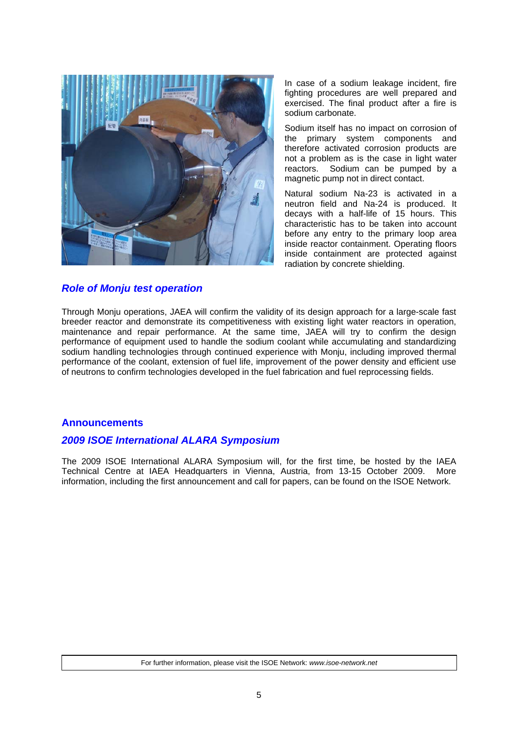In case of a sodium leakage incident, fire fighting procedures are well prepared and exercised. The final product after a fire is sodium carbonate.

Sodium itself has no impact on corrosion of the primary system components and therefore activated corrosion products are not a problem as is the case in light water reactors. Sodium can be pumped by a magnetic pump not in direct contact.

Natural sodium Na-23 is activated in a neutron field and Na-24 is produced. It decays with a half-life of 15 hours. This characteristic has to be taken into account before any entry to the primary loop area inside reactor containment. Operating floors inside containment are protected against radiation by concrete shielding.

### *Role of Monju test operation*

Through Monju operations, JAEA will confirm the validity of its design approach for a large-scale fast breeder reactor and demonstrate its competitiveness with existing light water reactors in operation, maintenance and repair performance. At the same time, JAEA will try to confirm the design performance of equipment used to handle the sodium coolant while accumulating and standardizing sodium handling technologies through continued experience with Monju, including improved thermal performance of the coolant, extension of fuel life, improvement of the power density and efficient use of neutrons to confirm technologies developed in the fuel fabrication and fuel reprocessing fields.

## Announcements

### *2009 ISOE International ALARA Symposium*

The 2009 ISOE International ALARA Symposium will, for the first time, be hosted by the IAEA Technical Centre at IAEA Headquarters in Vienna, Austria, from 13-15 October 2009. More information, including the first announcement and call for papers, can be found on the ISOE Network.

For further information, please visit the ISOE Network: *www.isoe-network.net*